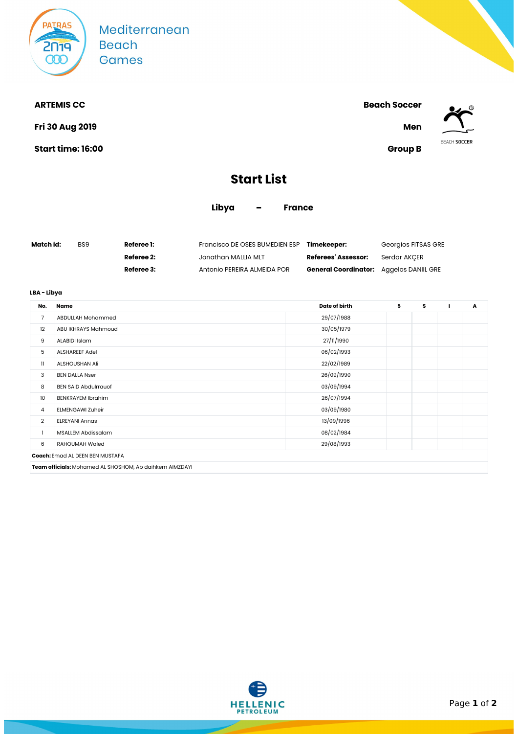Mediterranean Beach Games

**ARTEMIS CC** | **Beach Soccer**

**Fri 30 Aug 2019** | **Men**

**Start time: 16:00** | **Group B**

# Start List

## Libya - France

| **Match id:** | BS9 | **Referee 1:** | Francisco DE OSES BUMEDIEN ESP | **Timekeeper:** | Georgios FITSAS GRE |
|---|---|---|---|---|---|
| | | **Referee 2:** | Jonathan MALLIA MLT | **Referees' Assessor:** | Serdar AKÇER |
| | | **Referee 3:** | Antonio PEREIRA ALMEIDA POR | **General Coordinator:** | Aggelos DANIIL GRE |

**LBA - Libya**

| No. | Name | Date of birth | 5 | S | I | A |
|---|---|---|---|---|---|---|
| 7 | ABDULLAH Mohammed | 29/07/1988 | | | | |
| 12 | ABU IKHRAYS Mahmoud | 30/05/1979 | | | | |
| 9 | ALABIDI Islam | 27/11/1990 | | | | |
| 5 | ALSHAREEF Adel | 06/02/1993 | | | | |
| 11 | ALSHOUSHAN Ali | 22/02/1989 | | | | |
| 3 | BEN DALLA Nser | 26/09/1990 | | | | |
| 8 | BEN SAID Abdulrrauof | 03/09/1994 | | | | |
| 10 | BENKRAYEM Ibrahim | 26/07/1994 | | | | |
| 4 | ELMENGAWI Zuheir | 03/09/1980 | | | | |
| 2 | ELREYANI Annas | 13/09/1996 | | | | |
| 1 | MSALLEM Abdissalam | 08/02/1984 | | | | |
| 6 | RAHOUMAH Waled | 29/08/1993 | | | | |

**Coach:** Emad AL DEEN BEN MUSTAFA

**Team officials:** Mohamed AL SHOSHOM, Ab daihkem AIMZDAYI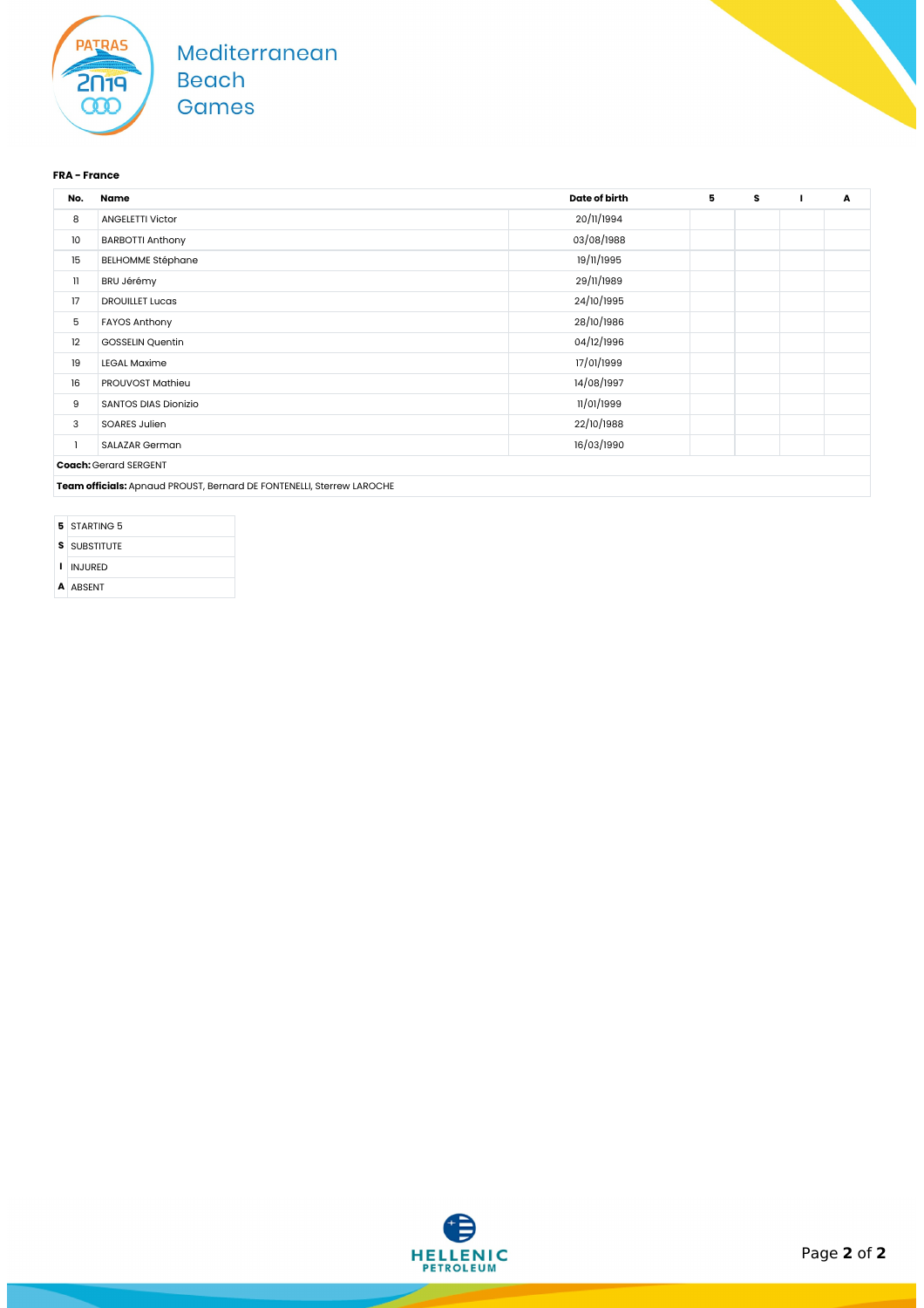**FRA - France**

| No. | Name | Date of birth | 5 | S | I | A |
|---|---|---|---|---|---|---|
| 8 | ANGELETTI Victor | 20/11/1994 | | | | |
| 10 | BARBOTTI Anthony | 03/08/1988 | | | | |
| 15 | BELHOMME Stéphane | 19/11/1995 | | | | |
| 11 | BRU Jérémy | 29/11/1989 | | | | |
| 17 | DROUILLET Lucas | 24/10/1995 | | | | |
| 5 | FAYOS Anthony | 28/10/1986 | | | | |
| 12 | GOSSELIN Quentin | 04/12/1996 | | | | |
| 19 | LEGAL Maxime | 17/01/1999 | | | | |
| 16 | PROUVOST Mathieu | 14/08/1997 | | | | |
| 9 | SANTOS DIAS Dionizio | 11/01/1999 | | | | |
| 3 | SOARES Julien | 22/10/1988 | | | | |
| 1 | SALAZAR German | 16/03/1990 | | | | |

**Coach:** Gerard SERGENT

**Team officials:** Apnaud PROUST, Bernard DE FONTENELLI, Sterrew LAROCHE

| | |
|---|---|
| **5** | STARTING 5 |
| **S** | SUBSTITUTE |
| **I** | INJURED |
| **A** | ABSENT |